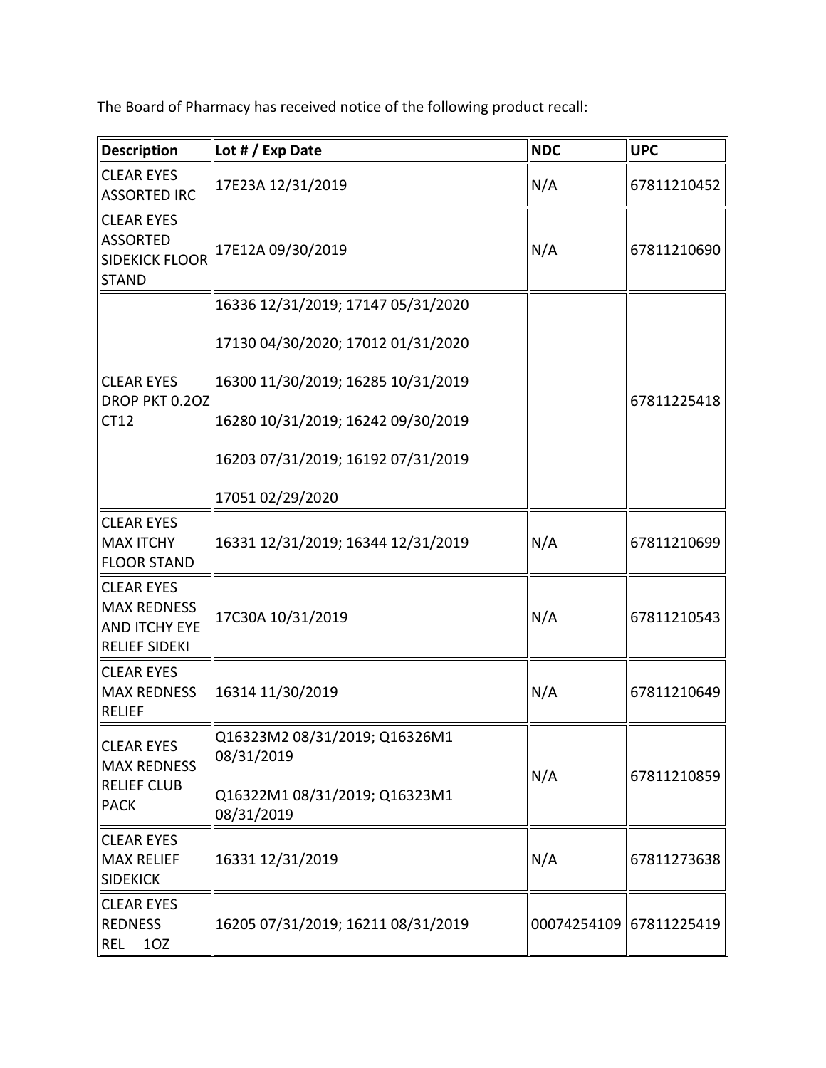The Board of Pharmacy has received notice of the following product recall:

| Description | Lot # / Exp Date | NDC | UPC |
|---|---|---|---|
| CLEAR EYES ASSORTED IRC | 17E23A 12/31/2019 | N/A | 67811210452 |
| CLEAR EYES ASSORTED SIDEKICK FLOOR STAND | 17E12A 09/30/2019 | N/A | 67811210690 |
| CLEAR EYES DROP PKT 0.2OZ CT12 | 16336 12/31/2019; 17147 05/31/2020<br><br>17130 04/30/2020; 17012 01/31/2020<br><br>16300 11/30/2019; 16285 10/31/2019<br><br>16280 10/31/2019; 16242 09/30/2019<br><br>16203 07/31/2019; 16192 07/31/2019<br><br>17051 02/29/2020 | | 67811225418 |
| CLEAR EYES MAX ITCHY FLOOR STAND | 16331 12/31/2019; 16344 12/31/2019 | N/A | 67811210699 |
| CLEAR EYES MAX REDNESS AND ITCHY EYE RELIEF SIDEKI | 17C30A 10/31/2019 | N/A | 67811210543 |
| CLEAR EYES MAX REDNESS RELIEF | 16314 11/30/2019 | N/A | 67811210649 |
| CLEAR EYES MAX REDNESS RELIEF CLUB PACK | Q16323M2 08/31/2019; Q16326M1 08/31/2019<br><br>Q16322M1 08/31/2019; Q16323M1 08/31/2019 | N/A | 67811210859 |
| CLEAR EYES MAX RELIEF SIDEKICK | 16331 12/31/2019 | N/A | 67811273638 |
| CLEAR EYES REDNESS REL 1OZ | 16205 07/31/2019; 16211 08/31/2019 | 00074254109 | 67811225419 |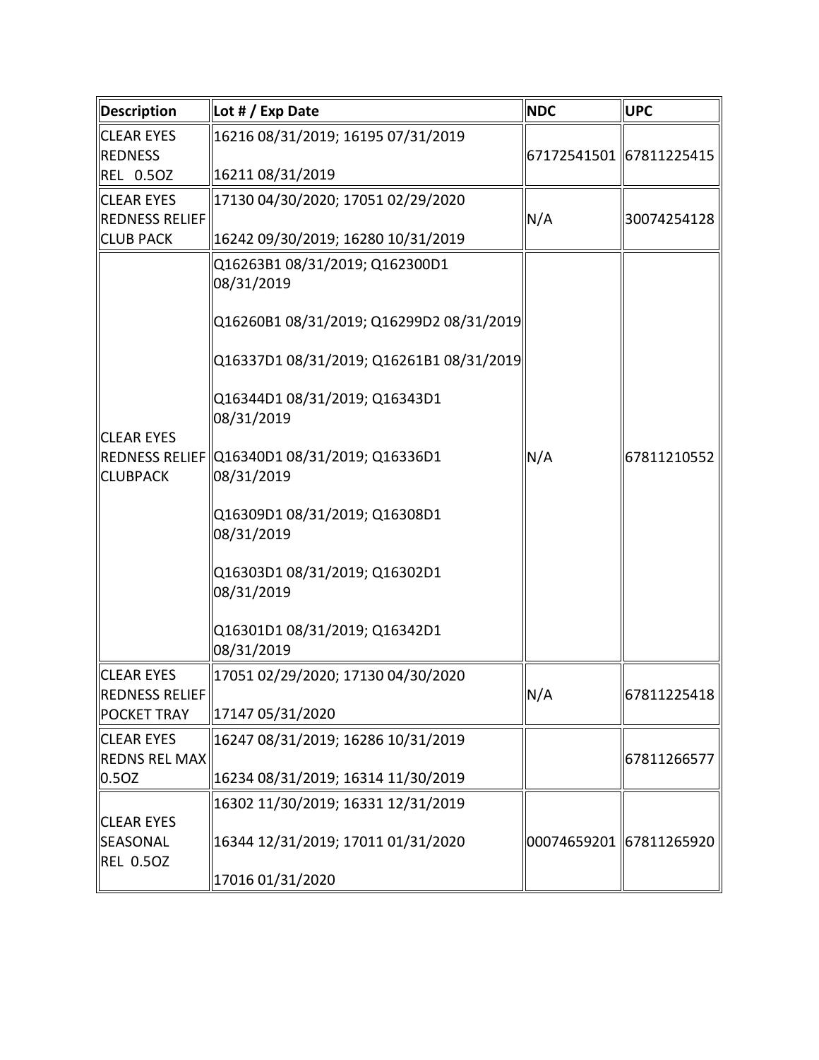| Description | Lot # / Exp Date | NDC | UPC |
|---|---|---|---|
| CLEAR EYES REDNESS REL 0.5OZ | 16216 08/31/2019; 16195 07/31/2019<br><br>16211 08/31/2019 | 67172541501 | 67811225415 |
| CLEAR EYES REDNESS RELIEF CLUB PACK | 17130 04/30/2020; 17051 02/29/2020<br><br>16242 09/30/2019; 16280 10/31/2019 | N/A | 30074254128 |
| CLEAR EYES REDNESS RELIEF CLUBPACK | Q16263B1 08/31/2019; Q162300D1 08/31/2019<br><br>Q16260B1 08/31/2019; Q16299D2 08/31/2019<br><br>Q16337D1 08/31/2019; Q16261B1 08/31/2019<br><br>Q16344D1 08/31/2019; Q16343D1 08/31/2019<br><br>Q16340D1 08/31/2019; Q16336D1 08/31/2019<br><br>Q16309D1 08/31/2019; Q16308D1 08/31/2019<br><br>Q16303D1 08/31/2019; Q16302D1 08/31/2019<br><br>Q16301D1 08/31/2019; Q16342D1 08/31/2019 | N/A | 67811210552 |
| CLEAR EYES REDNESS RELIEF POCKET TRAY | 17051 02/29/2020; 17130 04/30/2020<br><br>17147 05/31/2020 | N/A | 67811225418 |
| CLEAR EYES REDNS REL MAX 0.5OZ | 16247 08/31/2019; 16286 10/31/2019<br><br>16234 08/31/2019; 16314 11/30/2019 | | 67811266577 |
| CLEAR EYES SEASONAL REL 0.5OZ | 16302 11/30/2019; 16331 12/31/2019<br><br>16344 12/31/2019; 17011 01/31/2020<br><br>17016 01/31/2020 | 00074659201 | 67811265920 |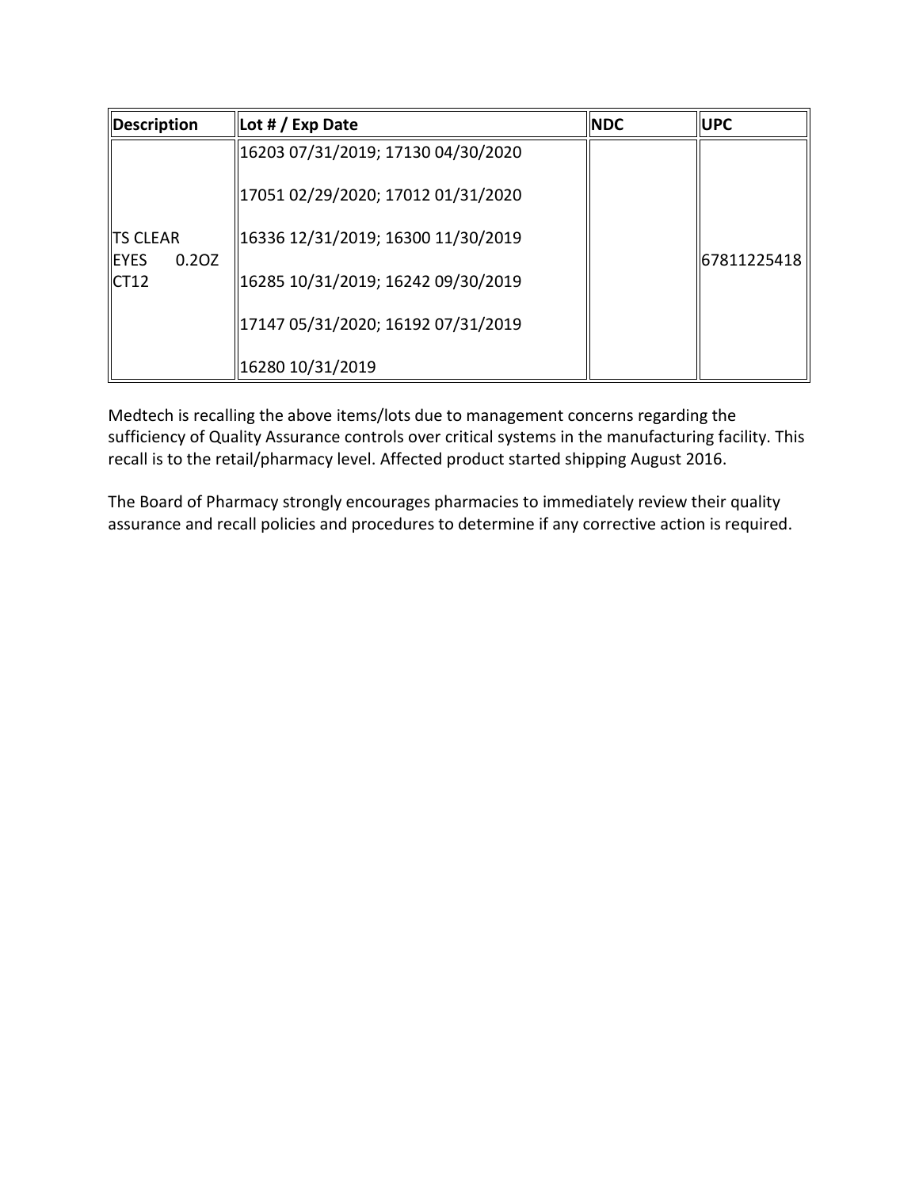| Description | Lot # / Exp Date | NDC | UPC |
| --- | --- | --- | --- |
| TS CLEAR EYES 0.2OZ CT12 | 16203 07/31/2019; 17130 04/30/2020<br><br>17051 02/29/2020; 17012 01/31/2020<br><br>16336 12/31/2019; 16300 11/30/2019<br><br>16285 10/31/2019; 16242 09/30/2019<br><br>17147 05/31/2020; 16192 07/31/2019<br><br>16280 10/31/2019 | | 67811225418 |

Medtech is recalling the above items/lots due to management concerns regarding the sufficiency of Quality Assurance controls over critical systems in the manufacturing facility. This recall is to the retail/pharmacy level. Affected product started shipping August 2016.

The Board of Pharmacy strongly encourages pharmacies to immediately review their quality assurance and recall policies and procedures to determine if any corrective action is required.